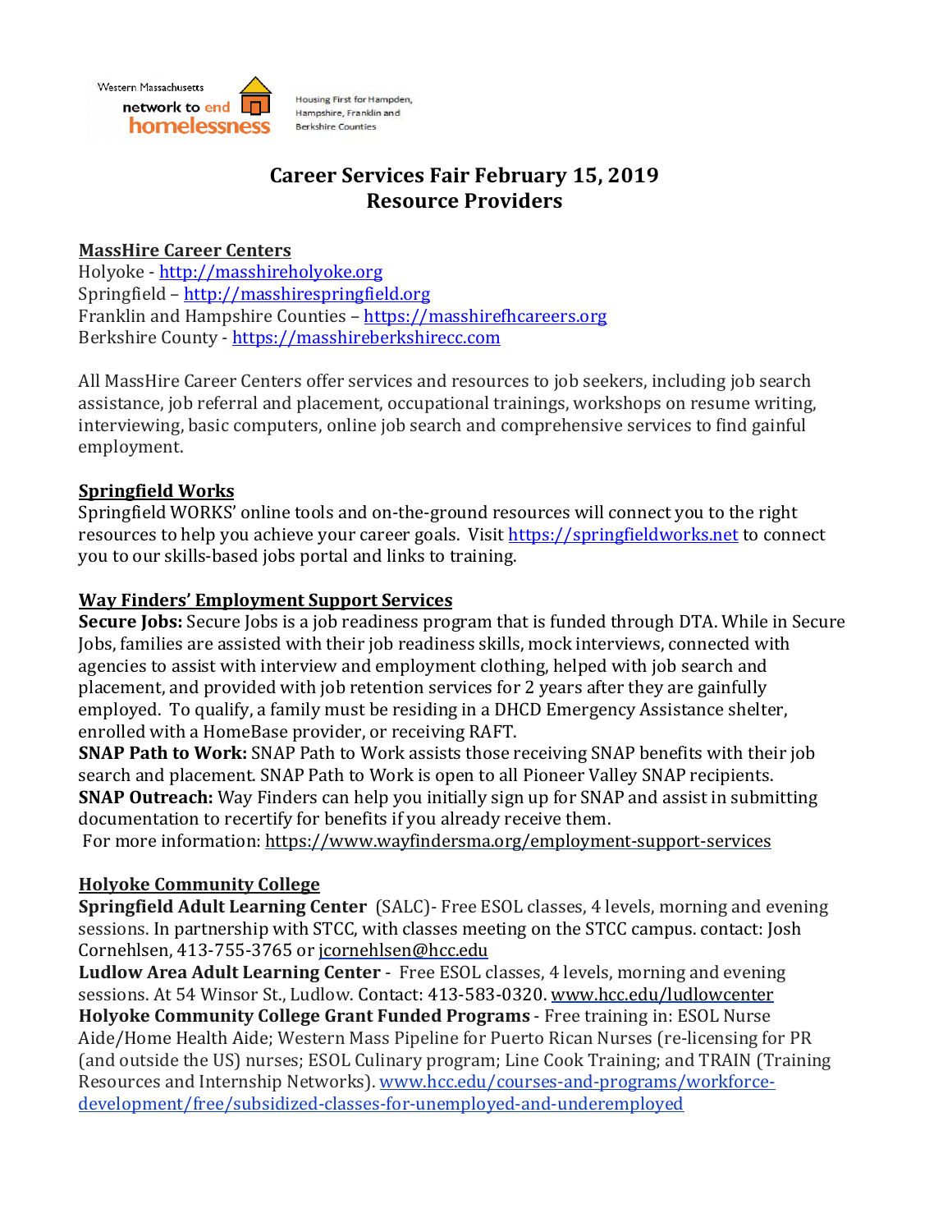Western Massachusetts network to end homelessness

Housing First for Hampden, Hampshire, Franklin and Berkshire Counties

# Career Services Fair February 15, 2019
# Resource Providers

## MassHire Career Centers

Holyoke - http://masshireholyoke.org
Springfield – http://masshirespringfield.org
Franklin and Hampshire Counties – https://masshirefhcareers.org
Berkshire County - https://masshireberkshirecc.com

All MassHire Career Centers offer services and resources to job seekers, including job search assistance, job referral and placement, occupational trainings, workshops on resume writing, interviewing, basic computers, online job search and comprehensive services to find gainful employment.

## Springfield Works

Springfield WORKS' online tools and on-the-ground resources will connect you to the right resources to help you achieve your career goals. Visit https://springfieldworks.net to connect you to our skills-based jobs portal and links to training.

## Way Finders' Employment Support Services

**Secure Jobs:** Secure Jobs is a job readiness program that is funded through DTA. While in Secure Jobs, families are assisted with their job readiness skills, mock interviews, connected with agencies to assist with interview and employment clothing, helped with job search and placement, and provided with job retention services for 2 years after they are gainfully employed. To qualify, a family must be residing in a DHCD Emergency Assistance shelter, enrolled with a HomeBase provider, or receiving RAFT.

**SNAP Path to Work:** SNAP Path to Work assists those receiving SNAP benefits with their job search and placement. SNAP Path to Work is open to all Pioneer Valley SNAP recipients.

**SNAP Outreach:** Way Finders can help you initially sign up for SNAP and assist in submitting documentation to recertify for benefits if you already receive them.

For more information: https://www.wayfindersma.org/employment-support-services

## Holyoke Community College

**Springfield Adult Learning Center** (SALC)- Free ESOL classes, 4 levels, morning and evening sessions. In partnership with STCC, with classes meeting on the STCC campus. contact: Josh Cornehlsen, 413-755-3765 or jcornehlsen@hcc.edu

**Ludlow Area Adult Learning Center** - Free ESOL classes, 4 levels, morning and evening sessions. At 54 Winsor St., Ludlow. Contact: 413-583-0320. www.hcc.edu/ludlowcenter

**Holyoke Community College Grant Funded Programs** - Free training in: ESOL Nurse Aide/Home Health Aide; Western Mass Pipeline for Puerto Rican Nurses (re-licensing for PR (and outside the US) nurses; ESOL Culinary program; Line Cook Training; and TRAIN (Training Resources and Internship Networks). www.hcc.edu/courses-and-programs/workforce-development/free/subsidized-classes-for-unemployed-and-underemployed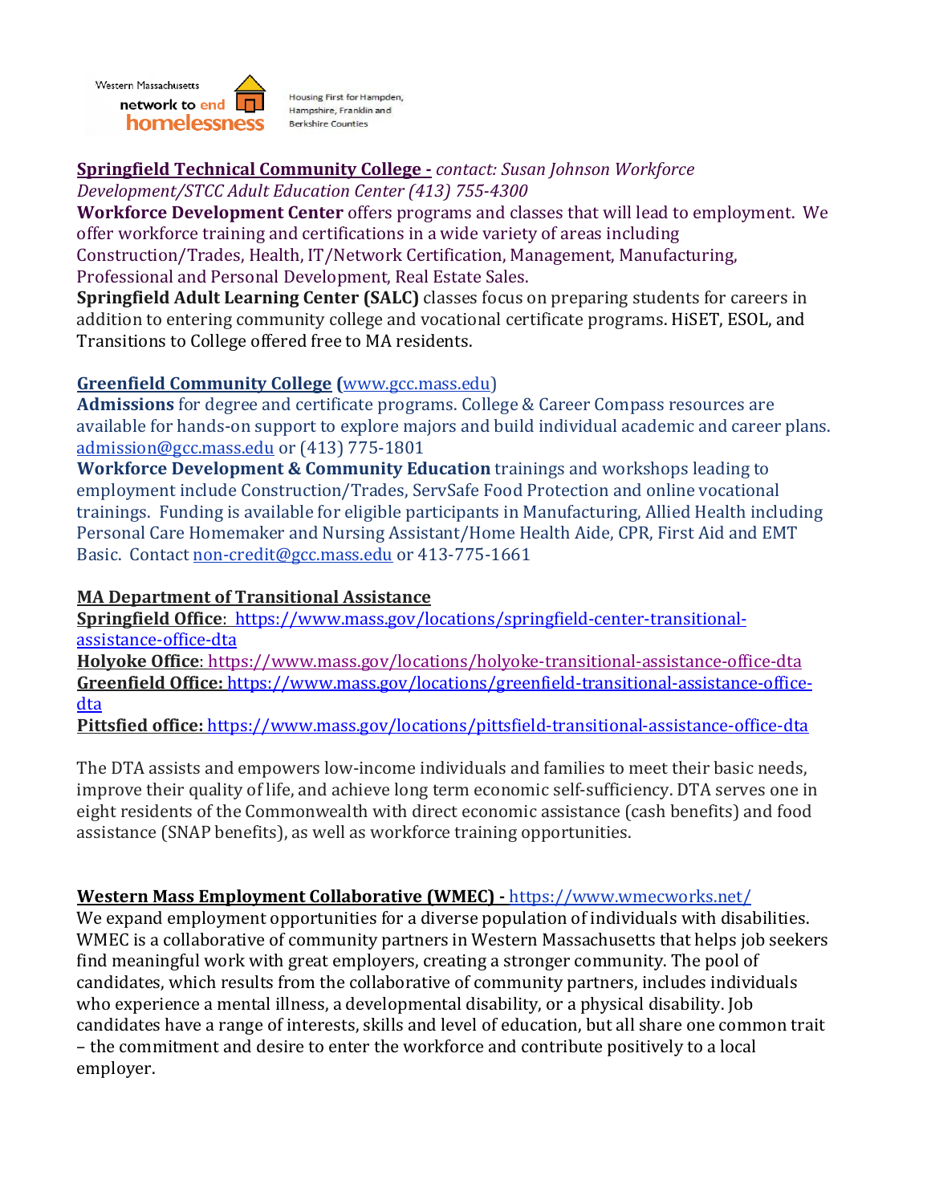Western Massachusetts network to end homelessness

Housing First for Hampden, Hampshire, Franklin and Berkshire Counties

**Springfield Technical Community College -** *contact: Susan Johnson Workforce Development/STCC Adult Education Center (413) 755-4300*

**Workforce Development Center** offers programs and classes that will lead to employment. We offer workforce training and certifications in a wide variety of areas including Construction/Trades, Health, IT/Network Certification, Management, Manufacturing, Professional and Personal Development, Real Estate Sales.

**Springfield Adult Learning Center (SALC)** classes focus on preparing students for careers in addition to entering community college and vocational certificate programs. HiSET, ESOL, and Transitions to College offered free to MA residents.

**Greenfield Community College (**www.gcc.mass.edu)

**Admissions** for degree and certificate programs. College & Career Compass resources are available for hands-on support to explore majors and build individual academic and career plans. admission@gcc.mass.edu or (413) 775-1801

**Workforce Development & Community Education** trainings and workshops leading to employment include Construction/Trades, ServSafe Food Protection and online vocational trainings. Funding is available for eligible participants in Manufacturing, Allied Health including Personal Care Homemaker and Nursing Assistant/Home Health Aide, CPR, First Aid and EMT Basic. Contact non-credit@gcc.mass.edu or 413-775-1661

**MA Department of Transitional Assistance**

**Springfield Office**: https://www.mass.gov/locations/springfield-center-transitional-assistance-office-dta

**Holyoke Office**: https://www.mass.gov/locations/holyoke-transitional-assistance-office-dta

**Greenfield Office:** https://www.mass.gov/locations/greenfield-transitional-assistance-office-dta

**Pittsfied office:** https://www.mass.gov/locations/pittsfield-transitional-assistance-office-dta

The DTA assists and empowers low-income individuals and families to meet their basic needs, improve their quality of life, and achieve long term economic self-sufficiency. DTA serves one in eight residents of the Commonwealth with direct economic assistance (cash benefits) and food assistance (SNAP benefits), as well as workforce training opportunities.

**Western Mass Employment Collaborative (WMEC) -** https://www.wmecworks.net/

We expand employment opportunities for a diverse population of individuals with disabilities. WMEC is a collaborative of community partners in Western Massachusetts that helps job seekers find meaningful work with great employers, creating a stronger community. The pool of candidates, which results from the collaborative of community partners, includes individuals who experience a mental illness, a developmental disability, or a physical disability. Job candidates have a range of interests, skills and level of education, but all share one common trait – the commitment and desire to enter the workforce and contribute positively to a local employer.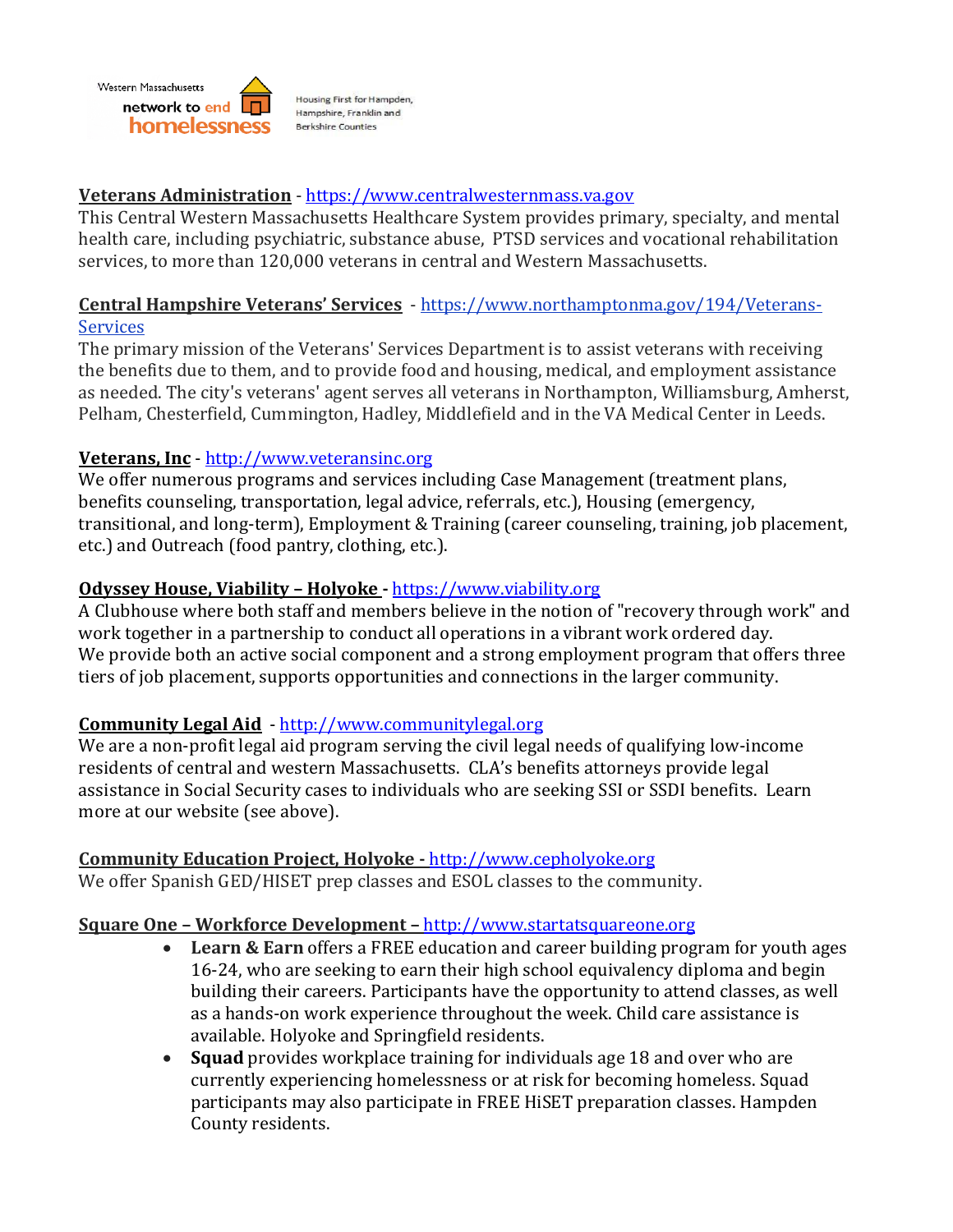Western Massachusetts network to end homelessness

Housing First for Hampden, Hampshire, Franklin and Berkshire Counties

**Veterans Administration** - https://www.centralwesternmass.va.gov

This Central Western Massachusetts Healthcare System provides primary, specialty, and mental health care, including psychiatric, substance abuse, PTSD services and vocational rehabilitation services, to more than 120,000 veterans in central and Western Massachusetts.

**Central Hampshire Veterans' Services** - https://www.northamptonma.gov/194/Veterans-Services

The primary mission of the Veterans' Services Department is to assist veterans with receiving the benefits due to them, and to provide food and housing, medical, and employment assistance as needed. The city's veterans' agent serves all veterans in Northampton, Williamsburg, Amherst, Pelham, Chesterfield, Cummington, Hadley, Middlefield and in the VA Medical Center in Leeds.

**Veterans, Inc** - http://www.veteransinc.org

We offer numerous programs and services including Case Management (treatment plans, benefits counseling, transportation, legal advice, referrals, etc.), Housing (emergency, transitional, and long-term), Employment & Training (career counseling, training, job placement, etc.) and Outreach (food pantry, clothing, etc.).

**Odyssey House, Viability – Holyoke** - https://www.viability.org

A Clubhouse where both staff and members believe in the notion of "recovery through work" and work together in a partnership to conduct all operations in a vibrant work ordered day.
We provide both an active social component and a strong employment program that offers three tiers of job placement, supports opportunities and connections in the larger community.

**Community Legal Aid** - http://www.communitylegal.org

We are a non-profit legal aid program serving the civil legal needs of qualifying low-income residents of central and western Massachusetts. CLA's benefits attorneys provide legal assistance in Social Security cases to individuals who are seeking SSI or SSDI benefits. Learn more at our website (see above).

**Community Education Project, Holyoke** - http://www.cepholyoke.org

We offer Spanish GED/HISET prep classes and ESOL classes to the community.

**Square One – Workforce Development** – http://www.startatsquareone.org

- **Learn & Earn** offers a FREE education and career building program for youth ages 16-24, who are seeking to earn their high school equivalency diploma and begin building their careers. Participants have the opportunity to attend classes, as well as a hands-on work experience throughout the week. Child care assistance is available. Holyoke and Springfield residents.
- **Squad** provides workplace training for individuals age 18 and over who are currently experiencing homelessness or at risk for becoming homeless. Squad participants may also participate in FREE HiSET preparation classes. Hampden County residents.